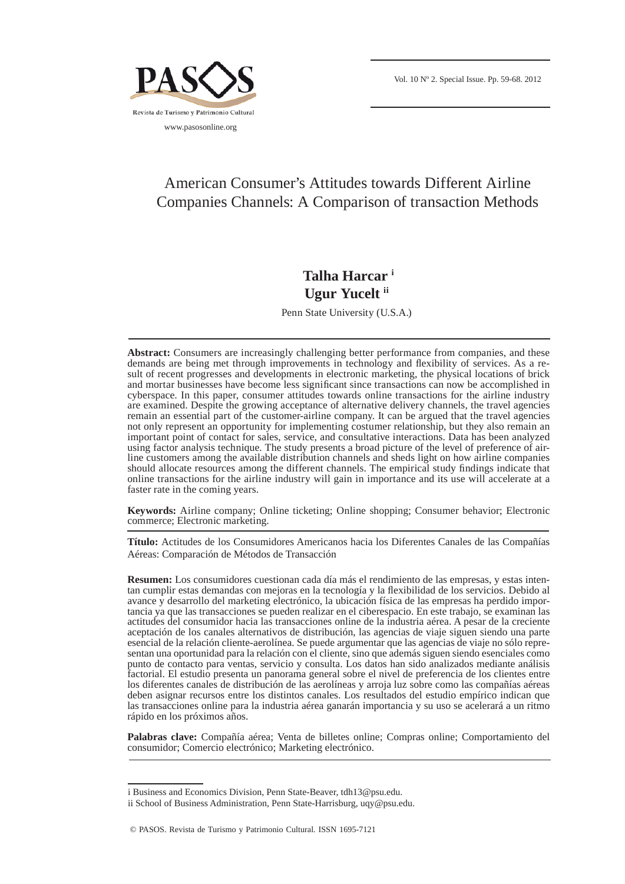# American Consumer's Attitudes towards Different Airline Companies Channels: A Comparison of transaction Methods

**Talha Harcar** [i]
**Ugur Yucelt** [ii]

Penn State University (U.S.A.)

**Abstract:** Consumers are increasingly challenging better performance from companies, and these demands are being met through improvements in technology and flexibility of services. As a result of recent progresses and developments in electronic marketing, the physical locations of brick and mortar businesses have become less significant since transactions can now be accomplished in cyberspace. In this paper, consumer attitudes towards online transactions for the airline industry are examined. Despite the growing acceptance of alternative delivery channels, the travel agencies remain an essential part of the customer-airline company. It can be argued that the travel agencies not only represent an opportunity for implementing costumer relationship, but they also remain an important point of contact for sales, service, and consultative interactions. Data has been analyzed using factor analysis technique. The study presents a broad picture of the level of preference of airline customers among the available distribution channels and sheds light on how airline companies should allocate resources among the different channels. The empirical study findings indicate that online transactions for the airline industry will gain in importance and its use will accelerate at a faster rate in the coming years.

**Keywords:** Airline company; Online ticketing; Online shopping; Consumer behavior; Electronic commerce; Electronic marketing.

**Título:** Actitudes de los Consumidores Americanos hacia los Diferentes Canales de las Compañías Aéreas: Comparación de Métodos de Transacción

**Resumen:** Los consumidores cuestionan cada día más el rendimiento de las empresas, y estas intentan cumplir estas demandas con mejoras en la tecnología y la flexibilidad de los servicios. Debido al avance y desarrollo del marketing electrónico, la ubicación física de las empresas ha perdido importancia ya que las transacciones se pueden realizar en el ciberespacio. En este trabajo, se examinan las actitudes del consumidor hacia las transacciones online de la industria aérea. A pesar de la creciente aceptación de los canales alternativos de distribución, las agencias de viaje siguen siendo una parte esencial de la relación cliente-aerolínea. Se puede argumentar que las agencias de viaje no sólo representan una oportunidad para la relación con el cliente, sino que además siguen siendo esenciales como punto de contacto para ventas, servicio y consulta. Los datos han sido analizados mediante análisis factorial. El estudio presenta un panorama general sobre el nivel de preferencia de los clientes entre los diferentes canales de distribución de las aerolíneas y arroja luz sobre como las compañías aéreas deben asignar recursos entre los distintos canales. Los resultados del estudio empírico indican que las transacciones online para la industria aérea ganarán importancia y su uso se acelerará a un ritmo rápido en los próximos años.

**Palabras clave:** Compañía aérea; Venta de billetes online; Compras online; Comportamiento del consumidor; Comercio electrónico; Marketing electrónico.

---

i Business and Economics Division, Penn State-Beaver, tdh13@psu.edu.

ii School of Business Administration, Penn State-Harrisburg, uqy@psu.edu.

© PASOS. Revista de Turismo y Patrimonio Cultural. ISSN 1695-7121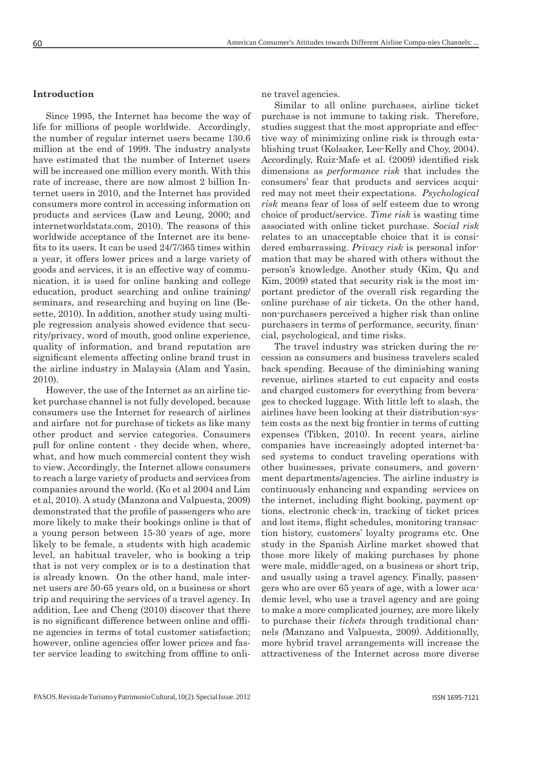## Introduction

Since 1995, the Internet has become the way of life for millions of people worldwide. Accordingly, the number of regular internet users became 130.6 million at the end of 1999. The industry analysts have estimated that the number of Internet users will be increased one million every month. With this rate of increase, there are now almost 2 billion Internet users in 2010, and the Internet has provided consumers more control in accessing information on products and services (Law and Leung, 2000; and internetworldstats.com, 2010). The reasons of this worldwide acceptance of the Internet are its benefits to its users. It can be used 24/7/365 times within a year, it offers lower prices and a large variety of goods and services, it is an effective way of communication, it is used for online banking and college education, product searching and online training/seminars, and researching and buying on line (Besette, 2010). In addition, another study using multiple regression analysis showed evidence that security/privacy, word of mouth, good online experience, quality of information, and brand reputation are significant elements affecting online brand trust in the airline industry in Malaysia (Alam and Yasin, 2010).

However, the use of the Internet as an airline ticket purchase channel is not fully developed, because consumers use the Internet for research of airlines and airfare not for purchase of tickets as like many other product and service categories. Consumers pull for online content - they decide when, where, what, and how much commercial content they wish to view. Accordingly, the Internet allows consumers to reach a large variety of products and services from companies around the world. (Ko et al 2004 and Lim et al, 2010). A study (Manzona and Valpuesta, 2009) demonstrated that the profile of passengers who are more likely to make their bookings online is that of a young person between 15-30 years of age, more likely to be female, a students with high academic level, an habitual traveler, who is booking a trip that is not very complex or is to a destination that is already known. On the other hand, male internet users are 50-65 years old, on a business or short trip and requiring the services of a travel agency. In addition, Lee and Cheng (2010) discover that there is no significant difference between online and offline agencies in terms of total customer satisfaction; however, online agencies offer lower prices and faster service leading to switching from offline to online travel agencies.

Similar to all online purchases, airline ticket purchase is not immune to taking risk. Therefore, studies suggest that the most appropriate and effective way of minimizing online risk is through establishing trust (Kolsaker, Lee-Kelly and Choy, 2004). Accordingly, Ruiz-Mafe et al. (2009) identified risk dimensions as *performance risk* that includes the consumers' fear that products and services acquired may not meet their expectations. *Psychological risk* means fear of loss of self esteem due to wrong choice of product/service. *Time risk* is wasting time associated with online ticket purchase. *Social risk* relates to an unacceptable choice that it is considered embarrassing. *Privacy risk* is personal information that may be shared with others without the person's knowledge. Another study (Kim, Qu and Kim, 2009) stated that security risk is the most important predictor of the overall risk regarding the online purchase of air tickets. On the other hand, non-purchasers perceived a higher risk than online purchasers in terms of performance, security, financial, psychological, and time risks.

The travel industry was stricken during the recession as consumers and business travelers scaled back spending. Because of the diminishing waning revenue, airlines started to cut capacity and costs and charged customers for everything from beverages to checked luggage. With little left to slash, the airlines have been looking at their distribution-system costs as the next big frontier in terms of cutting expenses (Tibken, 2010). In recent years, airline companies have increasingly adopted internet-based systems to conduct traveling operations with other businesses, private consumers, and government departments/agencies. The airline industry is continuously enhancing and expanding services on the internet, including flight booking, payment options, electronic check-in, tracking of ticket prices and lost items, flight schedules, monitoring transaction history, customers' loyalty programs etc. One study in the Spanish Airline market showed that those more likely of making purchases by phone were male, middle-aged, on a business or short trip, and usually using a travel agency. Finally, passengers who are over 65 years of age, with a lower academic level, who use a travel agency and are going to make a more complicated journey, are more likely to purchase their *tickets* through traditional channels *(*Manzano and Valpuesta, 2009). Additionally, more hybrid travel arrangements will increase the attractiveness of the Internet across more diverse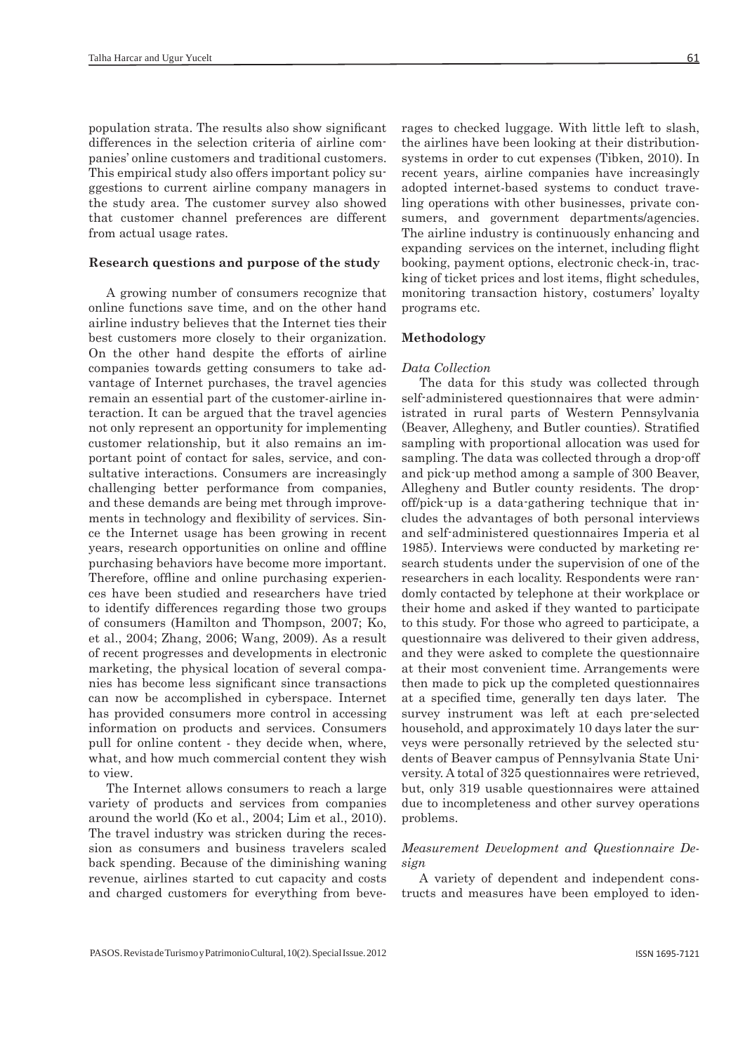population strata. The results also show significant differences in the selection criteria of airline companies' online customers and traditional customers. This empirical study also offers important policy suggestions to current airline company managers in the study area. The customer survey also showed that customer channel preferences are different from actual usage rates.

**Research questions and purpose of the study**

A growing number of consumers recognize that online functions save time, and on the other hand airline industry believes that the Internet ties their best customers more closely to their organization. On the other hand despite the efforts of airline companies towards getting consumers to take advantage of Internet purchases, the travel agencies remain an essential part of the customer-airline interaction. It can be argued that the travel agencies not only represent an opportunity for implementing customer relationship, but it also remains an important point of contact for sales, service, and consultative interactions. Consumers are increasingly challenging better performance from companies, and these demands are being met through improvements in technology and flexibility of services. Since the Internet usage has been growing in recent years, research opportunities on online and offline purchasing behaviors have become more important. Therefore, offline and online purchasing experiences have been studied and researchers have tried to identify differences regarding those two groups of consumers (Hamilton and Thompson, 2007; Ko, et al., 2004; Zhang, 2006; Wang, 2009). As a result of recent progresses and developments in electronic marketing, the physical location of several companies has become less significant since transactions can now be accomplished in cyberspace. Internet has provided consumers more control in accessing information on products and services. Consumers pull for online content - they decide when, where, what, and how much commercial content they wish to view.

The Internet allows consumers to reach a large variety of products and services from companies around the world (Ko et al., 2004; Lim et al., 2010). The travel industry was stricken during the recession as consumers and business travelers scaled back spending. Because of the diminishing waning revenue, airlines started to cut capacity and costs and charged customers for everything from beverages to checked luggage. With little left to slash, the airlines have been looking at their distribution-systems in order to cut expenses (Tibken, 2010). In recent years, airline companies have increasingly adopted internet-based systems to conduct traveling operations with other businesses, private consumers, and government departments/agencies. The airline industry is continuously enhancing and expanding services on the internet, including flight booking, payment options, electronic check-in, tracking of ticket prices and lost items, flight schedules, monitoring transaction history, costumers' loyalty programs etc.

**Methodology**

*Data Collection*

The data for this study was collected through self-administered questionnaires that were administrated in rural parts of Western Pennsylvania (Beaver, Allegheny, and Butler counties). Stratified sampling with proportional allocation was used for sampling. The data was collected through a drop-off and pick-up method among a sample of 300 Beaver, Allegheny and Butler county residents. The drop-off/pick-up is a data-gathering technique that includes the advantages of both personal interviews and self-administered questionnaires Imperia et al 1985). Interviews were conducted by marketing research students under the supervision of one of the researchers in each locality. Respondents were randomly contacted by telephone at their workplace or their home and asked if they wanted to participate to this study. For those who agreed to participate, a questionnaire was delivered to their given address, and they were asked to complete the questionnaire at their most convenient time. Arrangements were then made to pick up the completed questionnaires at a specified time, generally ten days later. The survey instrument was left at each pre-selected household, and approximately 10 days later the surveys were personally retrieved by the selected students of Beaver campus of Pennsylvania State University. A total of 325 questionnaires were retrieved, but, only 319 usable questionnaires were attained due to incompleteness and other survey operations problems.

*Measurement Development and Questionnaire Design*

A variety of dependent and independent constructs and measures have been employed to iden-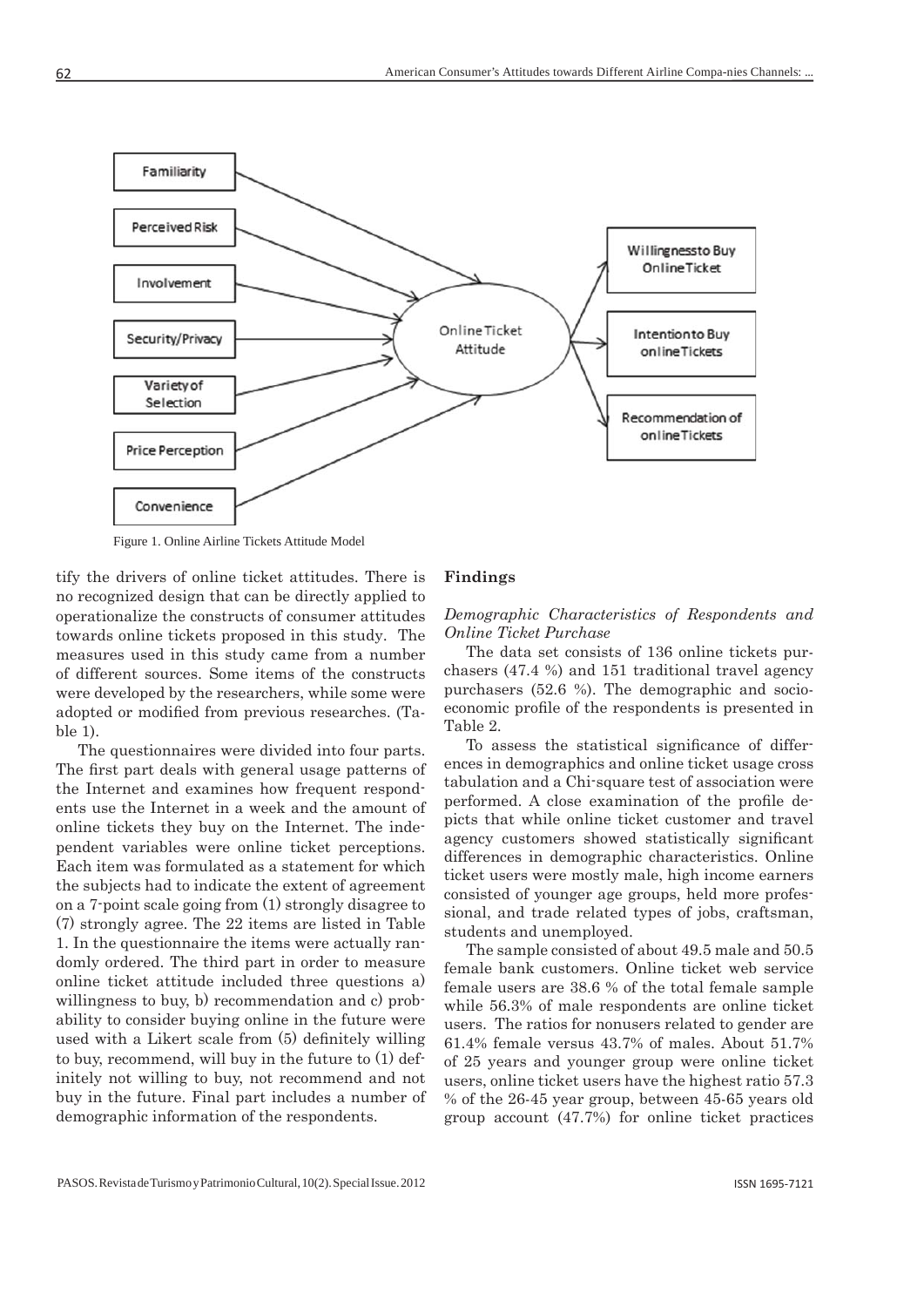Figure 1. Online Airline Tickets Attitude Model

tify the drivers of online ticket attitudes. There is no recognized design that can be directly applied to operationalize the constructs of consumer attitudes towards online tickets proposed in this study. The measures used in this study came from a number of different sources. Some items of the constructs were developed by the researchers, while some were adopted or modified from previous researches. (Table 1).

The questionnaires were divided into four parts. The first part deals with general usage patterns of the Internet and examines how frequent respondents use the Internet in a week and the amount of online tickets they buy on the Internet. The independent variables were online ticket perceptions. Each item was formulated as a statement for which the subjects had to indicate the extent of agreement on a 7-point scale going from (1) strongly disagree to (7) strongly agree. The 22 items are listed in Table 1. In the questionnaire the items were actually randomly ordered. The third part in order to measure online ticket attitude included three questions a) willingness to buy, b) recommendation and c) probability to consider buying online in the future were used with a Likert scale from (5) definitely willing to buy, recommend, will buy in the future to (1) definitely not willing to buy, not recommend and not buy in the future. Final part includes a number of demographic information of the respondents.

## Findings

### *Demographic Characteristics of Respondents and Online Ticket Purchase*

The data set consists of 136 online tickets purchasers (47.4 %) and 151 traditional travel agency purchasers (52.6 %). The demographic and socio-economic profile of the respondents is presented in Table 2.

To assess the statistical significance of differences in demographics and online ticket usage cross tabulation and a Chi-square test of association were performed. A close examination of the profile depicts that while online ticket customer and travel agency customers showed statistically significant differences in demographic characteristics. Online ticket users were mostly male, high income earners consisted of younger age groups, held more professional, and trade related types of jobs, craftsman, students and unemployed.

The sample consisted of about 49.5 male and 50.5 female bank customers. Online ticket web service female users are 38.6 % of the total female sample while 56.3% of male respondents are online ticket users. The ratios for nonusers related to gender are 61.4% female versus 43.7% of males. About 51.7% of 25 years and younger group were online ticket users, online ticket users have the highest ratio 57.3 % of the 26-45 year group, between 45-65 years old group account (47.7%) for online ticket practices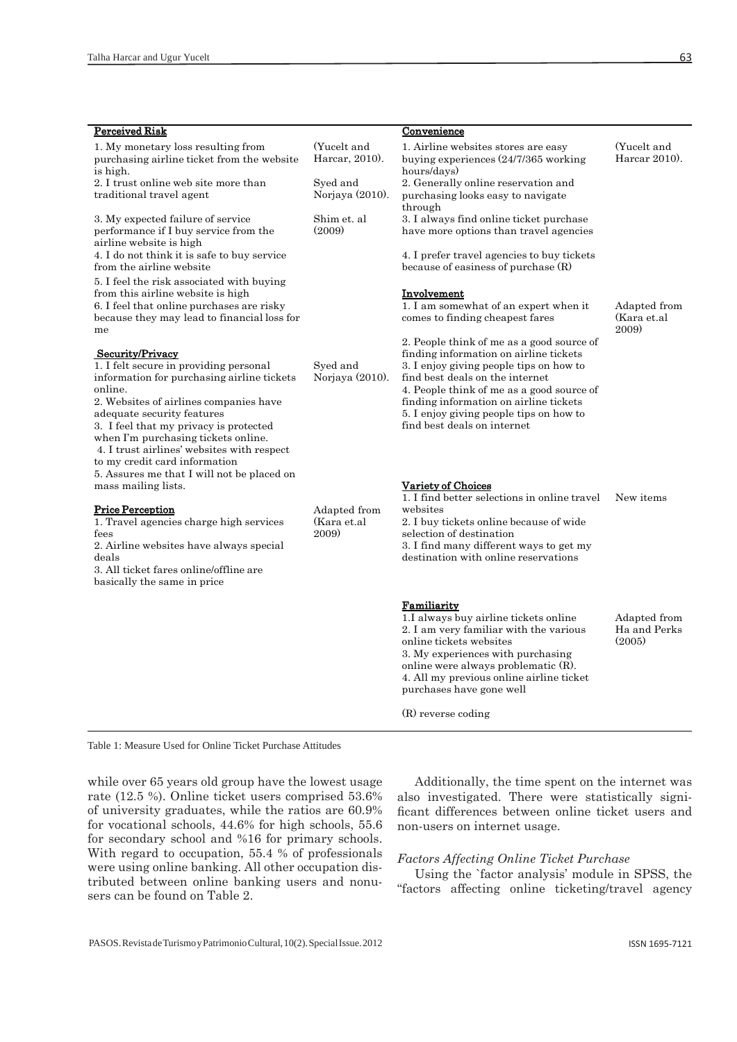| Perceived Risk | | Convenience | |
|---|---|---|---|
| 1. My monetary loss resulting from purchasing airline ticket from the website is high. | (Yucelt and Harcar, 2010). | 1. Airline websites stores are easy buying experiences (24/7/365 working hours/days) | (Yucelt and Harcar 2010). |
| 2. I trust online web site more than traditional travel agent | Syed and Norjaya (2010). | 2. Generally online reservation and purchasing looks easy to navigate through | |
| 3. My expected failure of service performance if I buy service from the airline website is high | Shim et. al (2009) | 3. I always find online ticket purchase have more options than travel agencies | |
| 4. I do not think it is safe to buy service from the airline website | | 4. I prefer travel agencies to buy tickets because of easiness of purchase (R) | |
| 5. I feel the risk associated with buying from this airline website is high | | **Involvement** | |
| 6. I feel that online purchases are risky because they may lead to financial loss for me | | 1. I am somewhat of an expert when it comes to finding cheapest fares | Adapted from (Kara et.al 2009) |
| **Security/Privacy** | | 2. People think of me as a good source of finding information on airline tickets | |
| 1. I felt secure in providing personal information for purchasing airline tickets online. | Syed and Norjaya (2010). | 3. I enjoy giving people tips on how to find best deals on the internet | |
| 2. Websites of airlines companies have adequate security features | | 4. People think of me as a good source of finding information on airline tickets | |
| 3. I feel that my privacy is protected when I'm purchasing tickets online. | | 5. I enjoy giving people tips on how to find best deals on internet | |
| 4. I trust airlines' websites with respect to my credit card information | | | |
| 5. Assures me that I will not be placed on mass mailing lists. | | **Variety of Choices** | |
| **Price Perception** | Adapted from (Kara et.al 2009) | 1. I find better selections in online travel websites | New items |
| 1. Travel agencies charge high services fees | | 2. I buy tickets online because of wide selection of destination | |
| 2. Airline websites have always special deals | | 3. I find many different ways to get my destination with online reservations | |
| 3. All ticket fares online/offline are basically the same in price | | | |
| | | **Familiarity** | |
| | | 1.I always buy airline tickets online | Adapted from Ha and Perks (2005) |
| | | 2. I am very familiar with the various online tickets websites | |
| | | 3. My experiences with purchasing online were always problematic (R). | |
| | | 4. All my previous online airline ticket purchases have gone well | |
| | | (R) reverse coding | |

Table 1: Measure Used for Online Ticket Purchase Attitudes

while over 65 years old group have the lowest usage rate (12.5 %). Online ticket users comprised 53.6% of university graduates, while the ratios are 60.9% for vocational schools, 44.6% for high schools, 55.6 for secondary school and %16 for primary schools. With regard to occupation, 55.4 % of professionals were using online banking. All other occupation distributed between online banking users and nonusers can be found on Table 2.

Additionally, the time spent on the internet was also investigated. There were statistically significant differences between online ticket users and non-users on internet usage.

### *Factors Affecting Online Ticket Purchase*

Using the `factor analysis' module in SPSS, the "factors affecting online ticketing/travel agency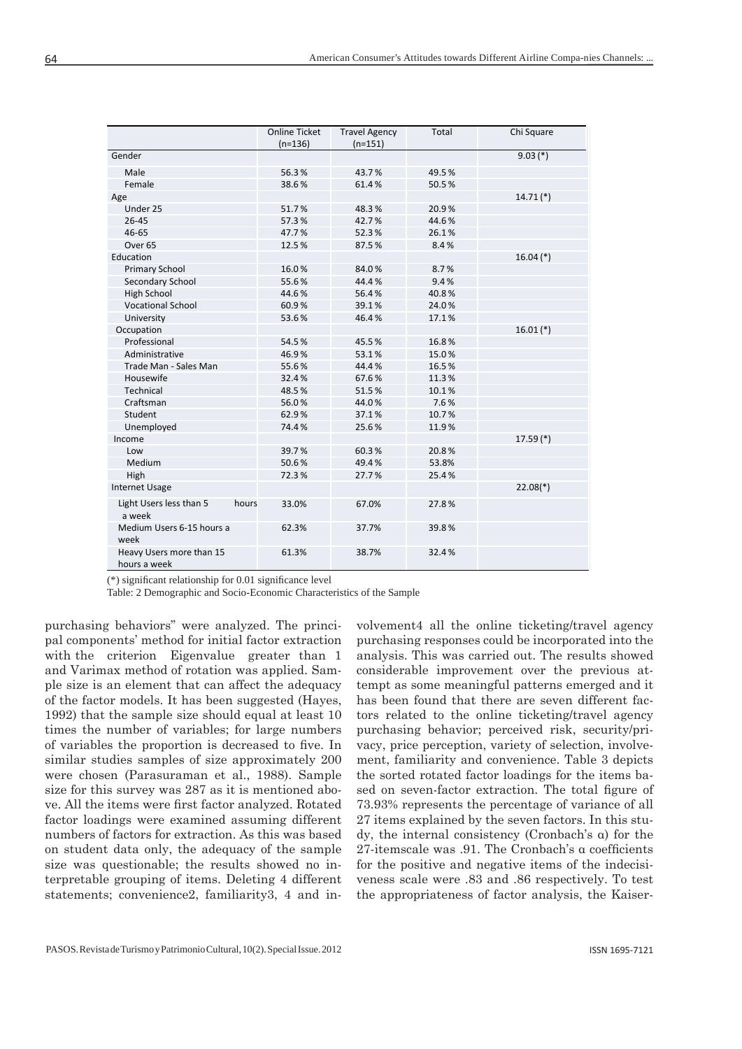| | Online Ticket (n=136) | Travel Agency (n=151) | Total | Chi Square |
|---|---|---|---|---|
| Gender | | | | 9.03 (*) |
| Male | 56.3 % | 43.7 % | 49.5 % | |
| Female | 38.6 % | 61.4 % | 50.5 % | |
| Age | | | | 14.71 (*) |
| Under 25 | 51.7 % | 48.3 % | 20.9 % | |
| 26-45 | 57.3 % | 42.7 % | 44.6 % | |
| 46-65 | 47.7 % | 52.3 % | 26.1 % | |
| Over 65 | 12.5 % | 87.5 % | 8.4 % | |
| Education | | | | 16.04 (*) |
| Primary School | 16.0 % | 84.0 % | 8.7 % | |
| Secondary School | 55.6 % | 44.4 % | 9.4 % | |
| High School | 44.6 % | 56.4 % | 40.8 % | |
| Vocational School | 60.9 % | 39.1 % | 24.0 % | |
| University | 53.6 % | 46.4 % | 17.1 % | |
| Occupation | | | | 16.01 (*) |
| Professional | 54.5 % | 45.5 % | 16.8 % | |
| Administrative | 46.9 % | 53.1 % | 15.0 % | |
| Trade Man - Sales Man | 55.6 % | 44.4 % | 16.5 % | |
| Housewife | 32.4 % | 67.6 % | 11.3 % | |
| Technical | 48.5 % | 51.5 % | 10.1 % | |
| Craftsman | 56.0 % | 44.0 % | 7.6 % | |
| Student | 62.9 % | 37.1 % | 10.7 % | |
| Unemployed | 74.4 % | 25.6 % | 11.9 % | |
| Income | | | | 17.59 (*) |
| Low | 39.7 % | 60.3 % | 20.8 % | |
| Medium | 50.6 % | 49.4 % | 53.8% | |
| High | 72.3 % | 27.7 % | 25.4 % | |
| Internet Usage | | | | 22.08(*) |
| Light Users less than 5 hours a week | 33.0% | 67.0% | 27.8 % | |
| Medium Users 6-15 hours a week | 62.3% | 37.7% | 39.8 % | |
| Heavy Users more than 15 hours a week | 61.3% | 38.7% | 32.4 % | |

(*) significant relationship for 0.01 significance level

Table: 2 Demographic and Socio-Economic Characteristics of the Sample

purchasing behaviors" were analyzed. The principal components' method for initial factor extraction with the criterion Eigenvalue greater than 1 and Varimax method of rotation was applied. Sample size is an element that can affect the adequacy of the factor models. It has been suggested (Hayes, 1992) that the sample size should equal at least 10 times the number of variables; for large numbers of variables the proportion is decreased to five. In similar studies samples of size approximately 200 were chosen (Parasuraman et al., 1988). Sample size for this survey was 287 as it is mentioned above. All the items were first factor analyzed. Rotated factor loadings were examined assuming different numbers of factors for extraction. As this was based on student data only, the adequacy of the sample size was questionable; the results showed no interpretable grouping of items. Deleting 4 different statements; convenience2, familiarity3, 4 and involvement4 all the online ticketing/travel agency purchasing responses could be incorporated into the analysis. This was carried out. The results showed considerable improvement over the previous attempt as some meaningful patterns emerged and it has been found that there are seven different factors related to the online ticketing/travel agency purchasing behavior; perceived risk, security/privacy, price perception, variety of selection, involvement, familiarity and convenience. Table 3 depicts the sorted rotated factor loadings for the items based on seven-factor extraction. The total figure of 73.93% represents the percentage of variance of all 27 items explained by the seven factors. In this study, the internal consistency (Cronbach's α) for the 27-itemscale was .91. The Cronbach's α coefficients for the positive and negative items of the indecisiveness scale were .83 and .86 respectively. To test the appropriateness of factor analysis, the Kaiser-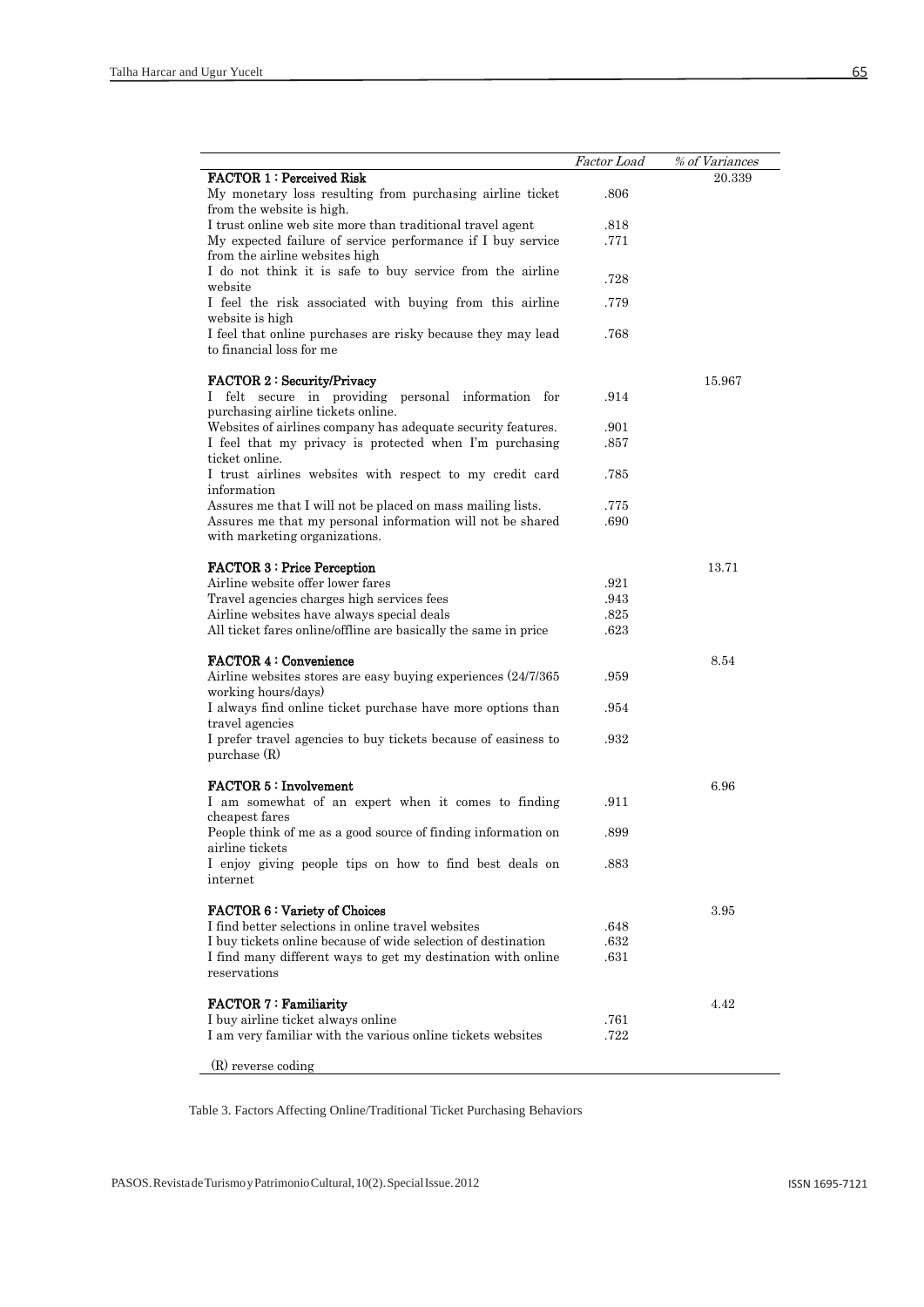| | *Factor Load* | *% of Variances* |
|---|---|---|
| **FACTOR 1 : Perceived Risk** | | 20.339 |
| My monetary loss resulting from purchasing airline ticket from the website is high. | .806 | |
| I trust online web site more than traditional travel agent | .818 | |
| My expected failure of service performance if I buy service from the airline websites high | .771 | |
| I do not think it is safe to buy service from the airline website | .728 | |
| I feel the risk associated with buying from this airline website is high | .779 | |
| I feel that online purchases are risky because they may lead to financial loss for me | .768 | |
| **FACTOR 2 : Security/Privacy** | | 15.967 |
| I felt secure in providing personal information for purchasing airline tickets online. | .914 | |
| Websites of airlines company has adequate security features. | .901 | |
| I feel that my privacy is protected when I'm purchasing ticket online. | .857 | |
| I trust airlines websites with respect to my credit card information | .785 | |
| Assures me that I will not be placed on mass mailing lists. | .775 | |
| Assures me that my personal information will not be shared with marketing organizations. | .690 | |
| **FACTOR 3 : Price Perception** | | 13.71 |
| Airline website offer lower fares | .921 | |
| Travel agencies charges high services fees | .943 | |
| Airline websites have always special deals | .825 | |
| All ticket fares online/offline are basically the same in price | .623 | |
| **FACTOR 4 : Convenience** | | 8.54 |
| Airline websites stores are easy buying experiences (24/7/365 working hours/days) | .959 | |
| I always find online ticket purchase have more options than travel agencies | .954 | |
| I prefer travel agencies to buy tickets because of easiness to purchase (R) | .932 | |
| **FACTOR 5 : Involvement** | | 6.96 |
| I am somewhat of an expert when it comes to finding cheapest fares | .911 | |
| People think of me as a good source of finding information on airline tickets | .899 | |
| I enjoy giving people tips on how to find best deals on internet | .883 | |
| **FACTOR 6 : Variety of Choices** | | 3.95 |
| I find better selections in online travel websites | .648 | |
| I buy tickets online because of wide selection of destination | .632 | |
| I find many different ways to get my destination with online reservations | .631 | |
| **FACTOR 7 : Familiarity** | | 4.42 |
| I buy airline ticket always online | .761 | |
| I am very familiar with the various online tickets websites | .722 | |
| (R) reverse coding | | |

Table 3. Factors Affecting Online/Traditional Ticket Purchasing Behaviors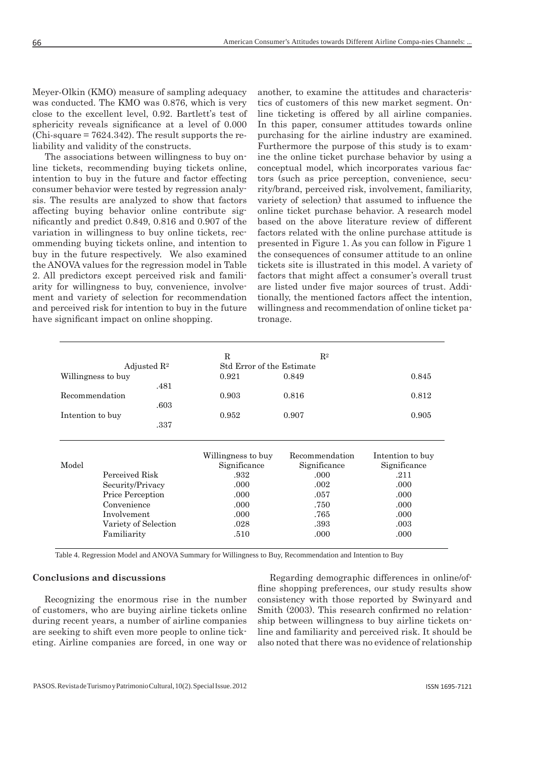Meyer-Olkin (KMO) measure of sampling adequacy was conducted. The KMO was 0.876, which is very close to the excellent level, 0.92. Bartlett's test of sphericity reveals significance at a level of 0.000 (Chi-square = 7624.342). The result supports the reliability and validity of the constructs.

The associations between willingness to buy online tickets, recommending buying tickets online, intention to buy in the future and factor effecting consumer behavior were tested by regression analysis. The results are analyzed to show that factors affecting buying behavior online contribute significantly and predict 0.849, 0.816 and 0.907 of the variation in willingness to buy online tickets, recommending buying tickets online, and intention to buy in the future respectively. We also examined the ANOVA values for the regression model in Table 2. All predictors except perceived risk and familiarity for willingness to buy, convenience, involvement and variety of selection for recommendation and perceived risk for intention to buy in the future have significant impact on online shopping.

another, to examine the attitudes and characteristics of customers of this new market segment. Online ticketing is offered by all airline companies. In this paper, consumer attitudes towards online purchasing for the airline industry are examined. Furthermore the purpose of this study is to examine the online ticket purchase behavior by using a conceptual model, which incorporates various factors (such as price perception, convenience, security/brand, perceived risk, involvement, familiarity, variety of selection) that assumed to influence the online ticket purchase behavior. A research model based on the above literature review of different factors related with the online purchase attitude is presented in Figure 1. As you can follow in Figure 1 the consequences of consumer attitude to an online tickets site is illustrated in this model. A variety of factors that might affect a consumer's overall trust are listed under five major sources of trust. Additionally, the mentioned factors affect the intention, willingness and recommendation of online ticket patronage.

| | R | $R^2$ | Adjusted $R^2$ | Std Error of the Estimate |
|---|---|---|---|---|
| Willingness to buy | 0.921 | 0.849 | 0.845 | .481 |
| Recommendation | 0.903 | 0.816 | 0.812 | .603 |
| Intention to buy | 0.952 | 0.907 | 0.905 | .337 |

| Model | Willingness to buy Significance | Recommendation Significance | Intention to buy Significance |
|---|---|---|---|
| Perceived Risk | .932 | .000 | .211 |
| Security/Privacy | .000 | .002 | .000 |
| Price Perception | .000 | .057 | .000 |
| Convenience | .000 | .750 | .000 |
| Involvement | .000 | .765 | .000 |
| Variety of Selection | .028 | .393 | .003 |
| Familiarity | .510 | .000 | .000 |

Table 4. Regression Model and ANOVA Summary for Willingness to Buy, Recommendation and Intention to Buy

## Conclusions and discussions

Recognizing the enormous rise in the number of customers, who are buying airline tickets online during recent years, a number of airline companies are seeking to shift even more people to online ticketing. Airline companies are forced, in one way or

Regarding demographic differences in online/offline shopping preferences, our study results show consistency with those reported by Swinyard and Smith (2003). This research confirmed no relationship between willingness to buy airline tickets online and familiarity and perceived risk. It should be also noted that there was no evidence of relationship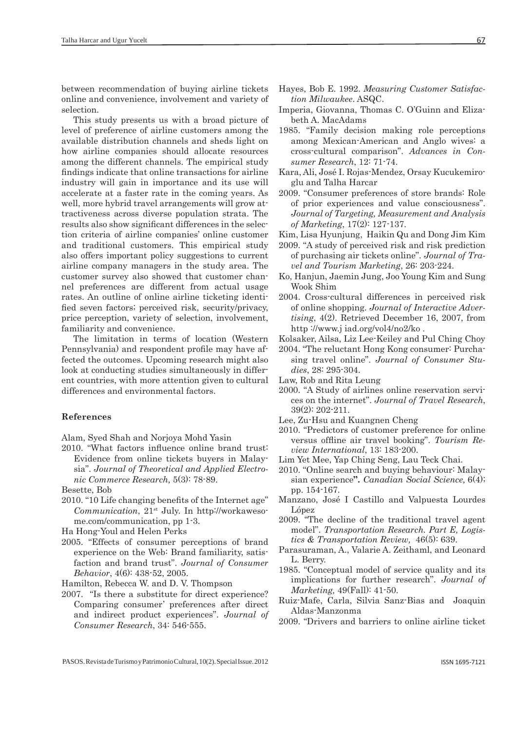between recommendation of buying airline tickets online and convenience, involvement and variety of selection.

This study presents us with a broad picture of level of preference of airline customers among the available distribution channels and sheds light on how airline companies should allocate resources among the different channels. The empirical study findings indicate that online transactions for airline industry will gain in importance and its use will accelerate at a faster rate in the coming years. As well, more hybrid travel arrangements will grow attractiveness across diverse population strata. The results also show significant differences in the selection criteria of airline companies' online customer and traditional customers. This empirical study also offers important policy suggestions to current airline company managers in the study area. The customer survey also showed that customer channel preferences are different from actual usage rates. An outline of online airline ticketing identified seven factors; perceived risk, security/privacy, price perception, variety of selection, involvement, familiarity and convenience.

The limitation in terms of location (Western Pennsylvania) and respondent profile may have affected the outcomes. Upcoming research might also look at conducting studies simultaneously in different countries, with more attention given to cultural differences and environmental factors.

**References**

Alam, Syed Shah and Norjoya Mohd Yasin

2010. "What factors influence online brand trust: Evidence from online tickets buyers in Malaysia". *Journal of Theoretical and Applied Electronic Commerce Research,* 5(3): 78-89.

Besette, Bob

2010. "10 Life changing benefits of the Internet age" *Communication*, 21st July. In http://workawesome.com/communication, pp 1-3.

Ha Hong-Youl and Helen Perks

2005. "Effects of consumer perceptions of brand experience on the Web: Brand familiarity, satisfaction and brand trust". *Journal of Consumer Behavior*, 4(6): 438-52, 2005.

Hamilton, Rebecca W. and D. V. Thompson

2007. "Is there a substitute for direct experience? Comparing consumer' preferences after direct and indirect product experiences". *Journal of Consumer Research*, 34: 546-555.

Hayes, Bob E. 1992. *Measuring Customer Satisfaction Milwaukee*. ASQC.

Imperia, Giovanna, Thomas C. O'Guinn and Elizabeth A. MacAdams

1985. "Family decision making role perceptions among Mexican-American and Anglo wives: a cross-cultural comparison". *Advances in Consumer Research*, 12: 71-74.

Kara, Ali, José I. Rojas-Mendez, Orsay Kucukemiroglu and Talha Harcar

2009. "Consumer preferences of store brands: Role of prior experiences and value consciousness". *Journal of Targeting, Measurement and Analysis of Marketing*, 17(2): 127-137.

Kim, Lisa Hyunjung, Haikin Qu and Dong Jim Kim

2009. "A study of perceived risk and risk prediction of purchasing air tickets online". *Journal of Travel and Tourism Marketing*, 26: 203-224.

Ko, Hanjun, Jaemin Jung, Joo Young Kim and Sung Wook Shim

2004. Cross-cultural differences in perceived risk of online shopping. *Journal of Interactive Advertising*, 4(2). Retrieved December 16, 2007, from http ://www.j iad.org/vol4/no2/ko .

Kolsaker, Ailsa, Liz Lee-Keiley and Pul Ching Choy

2004. "The reluctant Hong Kong consumer: Purchasing travel online". *Journal of Consumer Studies*, 28: 295-304.

Law, Rob and Rita Leung

2000. "A Study of airlines online reservation services on the internet". *Journal of Travel Research*, 39(2): 202-211.

Lee, Zu-Hsu and Kuangnen Cheng

2010. "Predictors of customer preference for online versus offline air travel booking". *Tourism Review International*, 13: 183-200.

Lim Yet Mee, Yap Ching Seng, Lau Teck Chai.

2010. "Online search and buying behaviour: Malaysian experience**".** *Canadian Social Science,* 6(4); pp. 154-167.

Manzano, José I Castillo and Valpuesta Lourdes López

2009. "The decline of the traditional travel agent model". *Transportation Research. Part E, Logistics & Transportation Review,* 46(5): 639.

Parasuraman, A., Valarie A. Zeithaml, and Leonard L. Berry.

1985. "Conceptual model of service quality and its implications for further research". *Journal of Marketing,* 49(Fall): 41-50.

Ruiz-Mafe, Carla, Silvia Sanz-Bias and Joaquin Aldas-Manzonma

2009. "Drivers and barriers to online airline ticket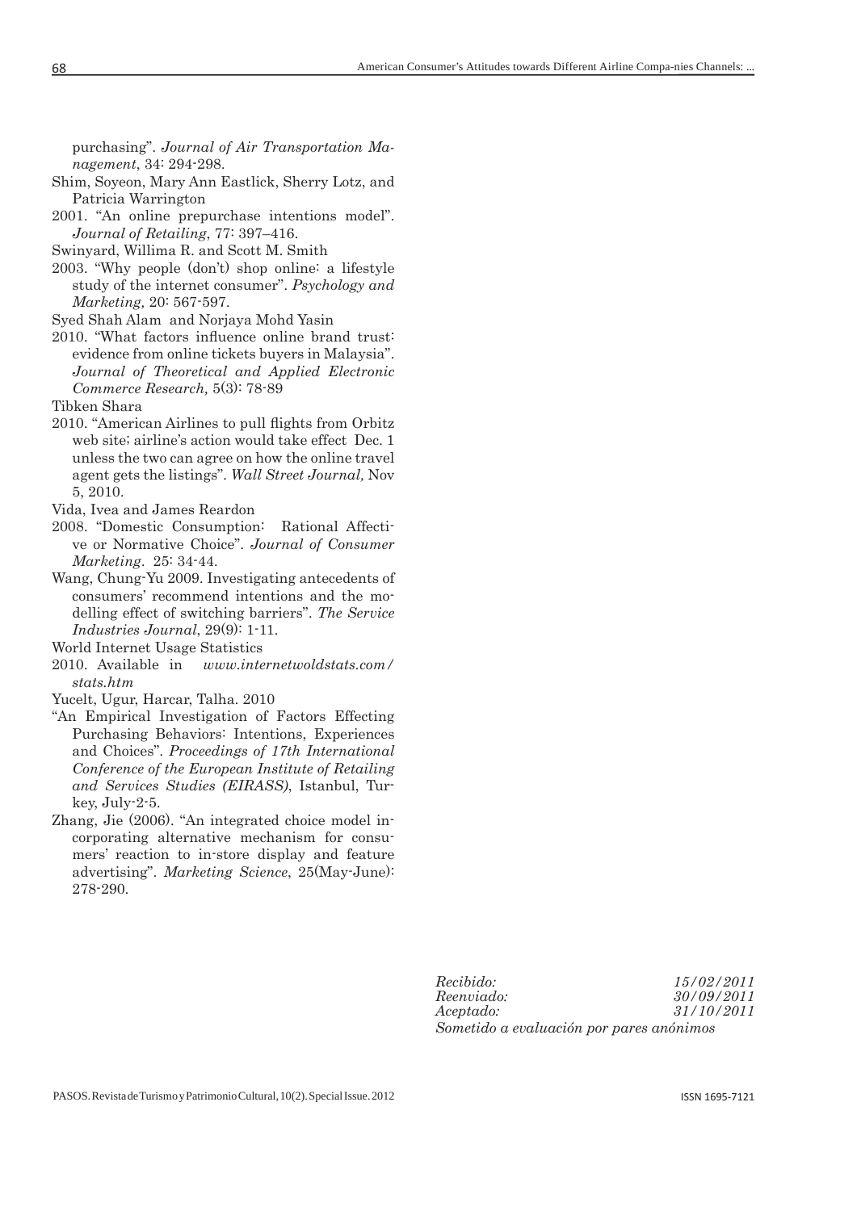purchasing". *Journal of Air Transportation Management*, 34: 294-298.

Shim, Soyeon, Mary Ann Eastlick, Sherry Lotz, and Patricia Warrington

2001. "An online prepurchase intentions model". *Journal of Retailing*, 77: 397–416.

Swinyard, Willima R. and Scott M. Smith

2003. "Why people (don't) shop online: a lifestyle study of the internet consumer". *Psychology and Marketing,* 20: 567-597.

Syed Shah Alam and Norjaya Mohd Yasin

2010. "What factors influence online brand trust: evidence from online tickets buyers in Malaysia". *Journal of Theoretical and Applied Electronic Commerce Research,* 5(3): 78-89

Tibken Shara

2010. "American Airlines to pull flights from Orbitz web site; airline's action would take effect Dec. 1 unless the two can agree on how the online travel agent gets the listings". *Wall Street Journal,* Nov 5, 2010.

Vida, Ivea and James Reardon

2008. "Domestic Consumption: Rational Affective or Normative Choice". *Journal of Consumer Marketing*. 25: 34-44.

Wang, Chung-Yu 2009. Investigating antecedents of consumers' recommend intentions and the modelling effect of switching barriers". *The Service Industries Journal*, 29(9): 1-11.

World Internet Usage Statistics

2010. Available in *www.internetwoldstats.com/stats.htm*

Yucelt, Ugur, Harcar, Talha. 2010

"An Empirical Investigation of Factors Effecting Purchasing Behaviors: Intentions, Experiences and Choices". *Proceedings of 17th International Conference of the European Institute of Retailing and Services Studies (EIRASS)*, Istanbul, Turkey, July-2-5.

Zhang, Jie (2006). "An integrated choice model incorporating alternative mechanism for consumers' reaction to in-store display and feature advertising". *Marketing Science*, 25(May-June): 278-290.

*Recibido:* *15/02/2011*
*Reenviado:* *30/09/2011*
*Aceptado:* *31/10/2011*
*Sometido a evaluación por pares anónimos*